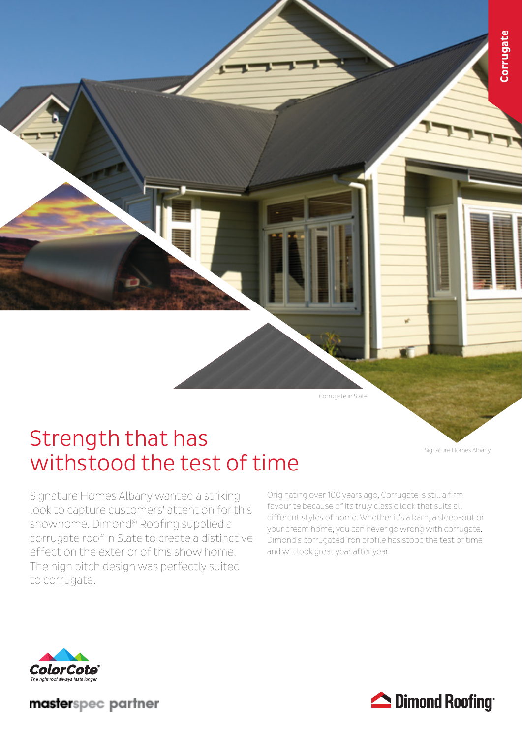Corrugate

Corrugate in Slate

Signature Homes Albany

# Strength that has withstood the test of time

Signature Homes Albany wanted a striking look to capture customers' attention for this showhome. Dimond® Roofing supplied a corrugate roof in Slate to create a distinctive effect on the exterior of this show home. The high pitch design was perfectly suited to corrugate.

Originating over 100 years ago, Corrugate is still a firm favourite because of its truly classic look that suits all different styles of home. Whether it's a barn, a sleep-out or your dream home, you can never go wrong with corrugate. Dimond's corrugated iron profile has stood the test of time and will look great year after year.

ColorCote® *The right roof always lasts longer*

masterspec partner

Dimond Roofing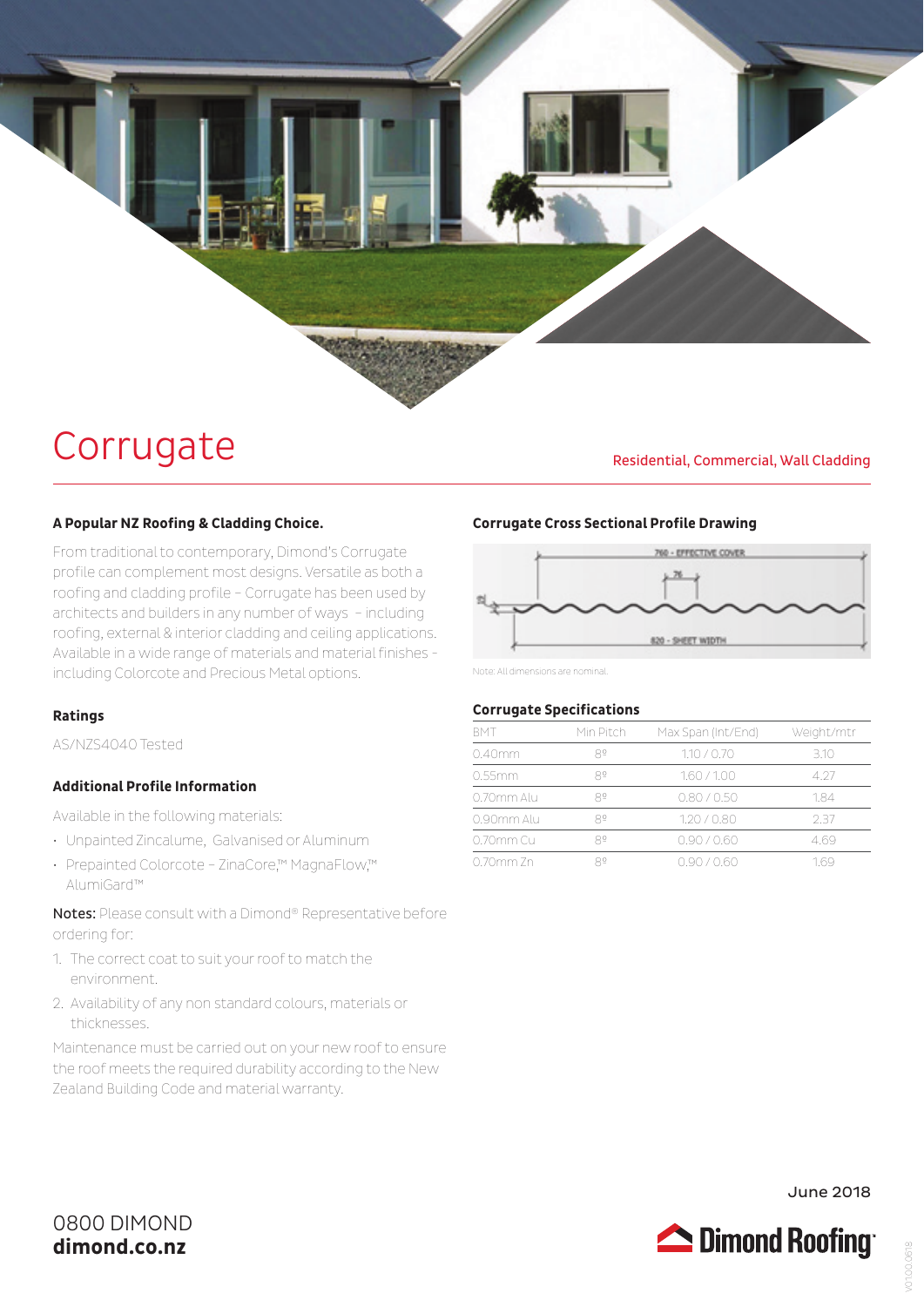# Corrugate

Residential, Commercial, Wall Cladding

### A Popular NZ Roofing & Cladding Choice.

From traditional to contemporary, Dimond's Corrugate profile can complement most designs. Versatile as both a roofing and cladding profile – Corrugate has been used by architects and builders in any number of ways – including roofing, external & interior cladding and ceiling applications. Available in a wide range of materials and material finishes - including Colorcote and Precious Metal options.

### Ratings

AS/NZS4040 Tested

### Additional Profile Information

Available in the following materials:

- Unpainted Zincalume, Galvanised or Aluminum
- Prepainted Colorcote – ZinaCore,™ MagnaFlow,™ AlumiGard™

**Notes:** Please consult with a Dimond® Representative before ordering for:

1. The correct coat to suit your roof to match the environment.
2. Availability of any non standard colours, materials or thicknesses.

Maintenance must be carried out on your new roof to ensure the roof meets the required durability according to the New Zealand Building Code and material warranty.

### Corrugate Cross Sectional Profile Drawing

760 - EFFECTIVE COVER
76
17
820 - SHEET WIDTH

Note: All dimensions are nominal.

### Corrugate Specifications

| BMT | Min Pitch | Max Span (Int/End) | Weight/mtr |
|---|---|---|---|
| 0.40mm | 8º | 1.10 / 0.70 | 3.10 |
| 0.55mm | 8º | 1.60 / 1.00 | 4.27 |
| 0.70mm Alu | 8º | 0.80 / 0.50 | 1.84 |
| 0.90mm Alu | 8º | 1.20 / 0.80 | 2.37 |
| 0.70mm Cu | 8º | 0.90 / 0.60 | 4.69 |
| 0.70mm Zn | 8º | 0.90 / 0.60 | 1.69 |

June 2018

0800 DIMOND
**dimond.co.nz**

Dimond Roofing

V0100.0618